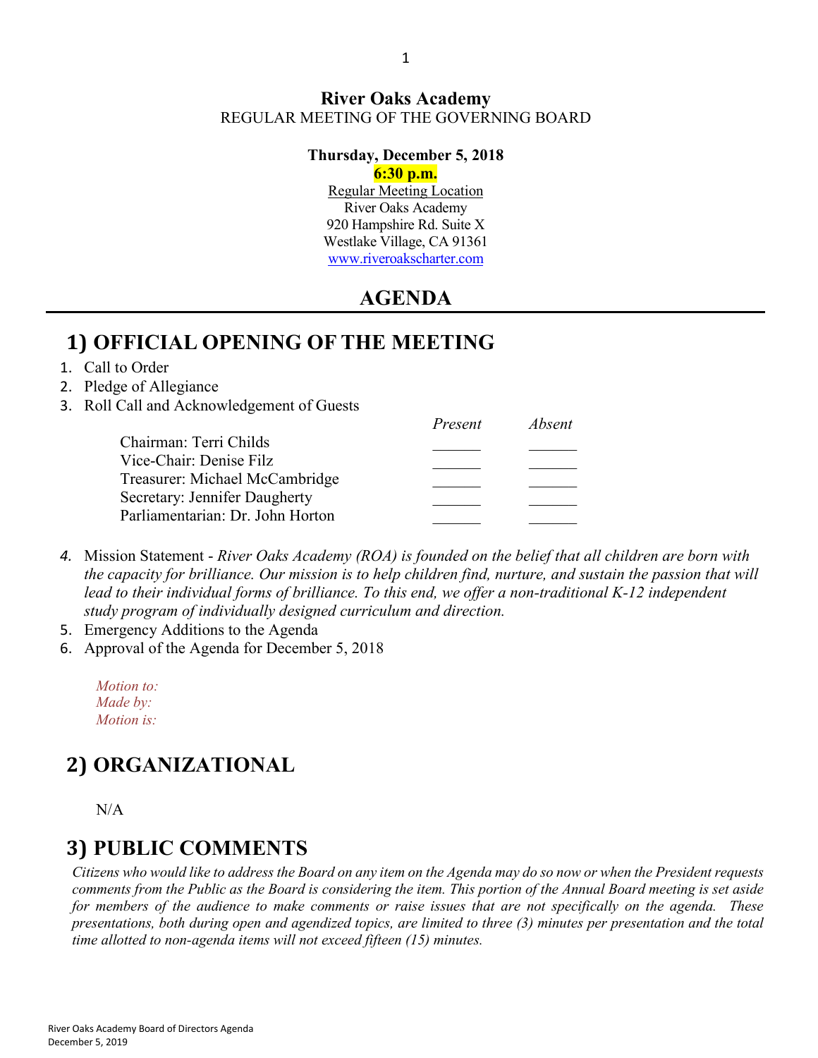# River Oaks Academy

REGULAR MEETING OF THE GOVERNING BOARD

**Thursday, December 5, 2018**

**6:30 p.m.**

Regular Meeting Location
River Oaks Academy
920 Hampshire Rd. Suite X
Westlake Village, CA 91361
www.riveroakscharter.com

## AGENDA

## 1) OFFICIAL OPENING OF THE MEETING

1. Call to Order
2. Pledge of Allegiance
3. Roll Call and Acknowledgement of Guests

| | *Present* | *Absent* |
|---|---|---|
| Chairman: Terri Childs | ______ | ______ |
| Vice-Chair: Denise Filz | ______ | ______ |
| Treasurer: Michael McCambridge | ______ | ______ |
| Secretary: Jennifer Daugherty | ______ | ______ |
| Parliamentarian: Dr. John Horton | ______ | ______ |

4. Mission Statement - *River Oaks Academy (ROA) is founded on the belief that all children are born with the capacity for brilliance. Our mission is to help children find, nurture, and sustain the passion that will lead to their individual forms of brilliance. To this end, we offer a non-traditional K-12 independent study program of individually designed curriculum and direction.*
5. Emergency Additions to the Agenda
6. Approval of the Agenda for December 5, 2018

*Motion to:*
*Made by:*
*Motion is:*

## 2) ORGANIZATIONAL

N/A

## 3) PUBLIC COMMENTS

*Citizens who would like to address the Board on any item on the Agenda may do so now or when the President requests comments from the Public as the Board is considering the item. This portion of the Annual Board meeting is set aside for members of the audience to make comments or raise issues that are not specifically on the agenda. These presentations, both during open and agendized topics, are limited to three (3) minutes per presentation and the total time allotted to non-agenda items will not exceed fifteen (15) minutes.*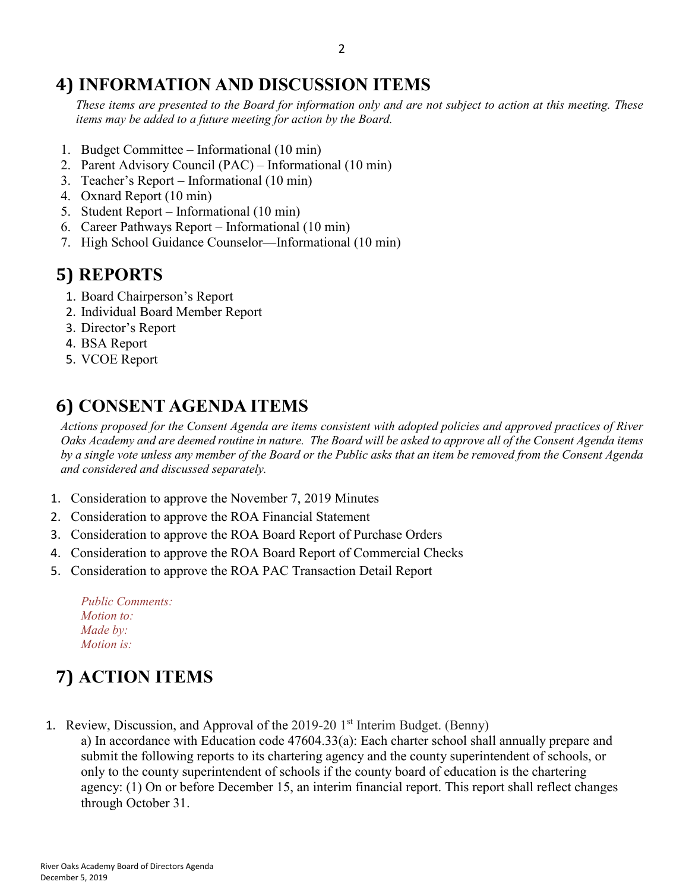# 4) INFORMATION AND DISCUSSION ITEMS

*These items are presented to the Board for information only and are not subject to action at this meeting. These items may be added to a future meeting for action by the Board.*

1. Budget Committee – Informational (10 min)
2. Parent Advisory Council (PAC) – Informational (10 min)
3. Teacher's Report – Informational (10 min)
4. Oxnard Report (10 min)
5. Student Report – Informational (10 min)
6. Career Pathways Report – Informational (10 min)
7. High School Guidance Counselor—Informational (10 min)

# 5) REPORTS

1. Board Chairperson's Report
2. Individual Board Member Report
3. Director's Report
4. BSA Report
5. VCOE Report

# 6) CONSENT AGENDA ITEMS

*Actions proposed for the Consent Agenda are items consistent with adopted policies and approved practices of River Oaks Academy and are deemed routine in nature. The Board will be asked to approve all of the Consent Agenda items by a single vote unless any member of the Board or the Public asks that an item be removed from the Consent Agenda and considered and discussed separately.*

1. Consideration to approve the November 7, 2019 Minutes
2. Consideration to approve the ROA Financial Statement
3. Consideration to approve the ROA Board Report of Purchase Orders
4. Consideration to approve the ROA Board Report of Commercial Checks
5. Consideration to approve the ROA PAC Transaction Detail Report

*Public Comments:*
*Motion to:*
*Made by:*
*Motion is:*

# 7) ACTION ITEMS

1. Review, Discussion, and Approval of the 2019-20 1st Interim Budget. (Benny)

   a) In accordance with Education code 47604.33(a): Each charter school shall annually prepare and submit the following reports to its chartering agency and the county superintendent of schools, or only to the county superintendent of schools if the county board of education is the chartering agency: (1) On or before December 15, an interim financial report. This report shall reflect changes through October 31.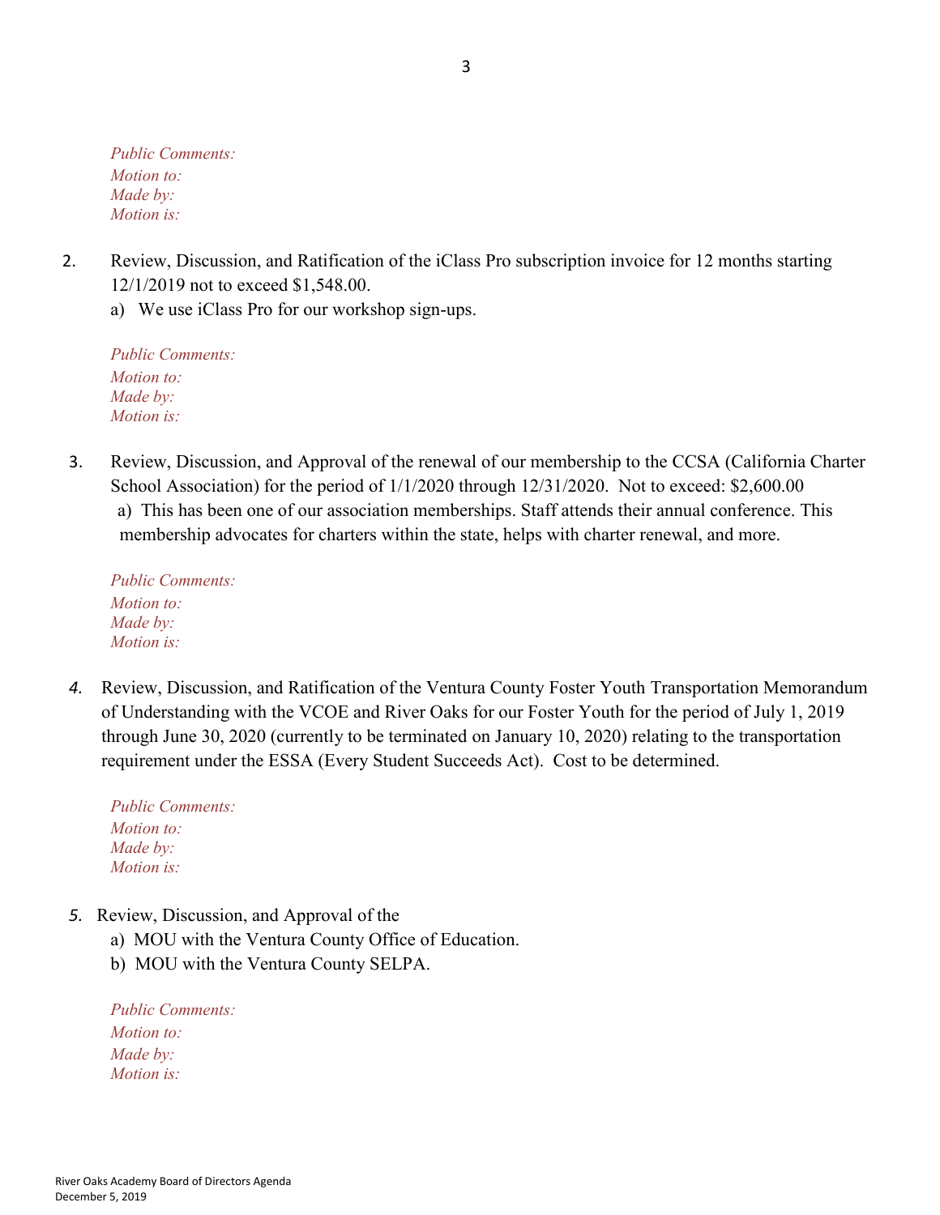*Public Comments:*
*Motion to:*
*Made by:*
*Motion is:*

2. Review, Discussion, and Ratification of the iClass Pro subscription invoice for 12 months starting 12/1/2019 not to exceed $1,548.00.
   a) We use iClass Pro for our workshop sign-ups.

   *Public Comments:*
   *Motion to:*
   *Made by:*
   *Motion is:*

3. Review, Discussion, and Approval of the renewal of our membership to the CCSA (California Charter School Association) for the period of 1/1/2020 through 12/31/2020. Not to exceed: $2,600.00
   a) This has been one of our association memberships. Staff attends their annual conference. This membership advocates for charters within the state, helps with charter renewal, and more.

   *Public Comments:*
   *Motion to:*
   *Made by:*
   *Motion is:*

4. Review, Discussion, and Ratification of the Ventura County Foster Youth Transportation Memorandum of Understanding with the VCOE and River Oaks for our Foster Youth for the period of July 1, 2019 through June 30, 2020 (currently to be terminated on January 10, 2020) relating to the transportation requirement under the ESSA (Every Student Succeeds Act). Cost to be determined.

   *Public Comments:*
   *Motion to:*
   *Made by:*
   *Motion is:*

5. Review, Discussion, and Approval of the
   a) MOU with the Ventura County Office of Education.
   b) MOU with the Ventura County SELPA.

   *Public Comments:*
   *Motion to:*
   *Made by:*
   *Motion is:*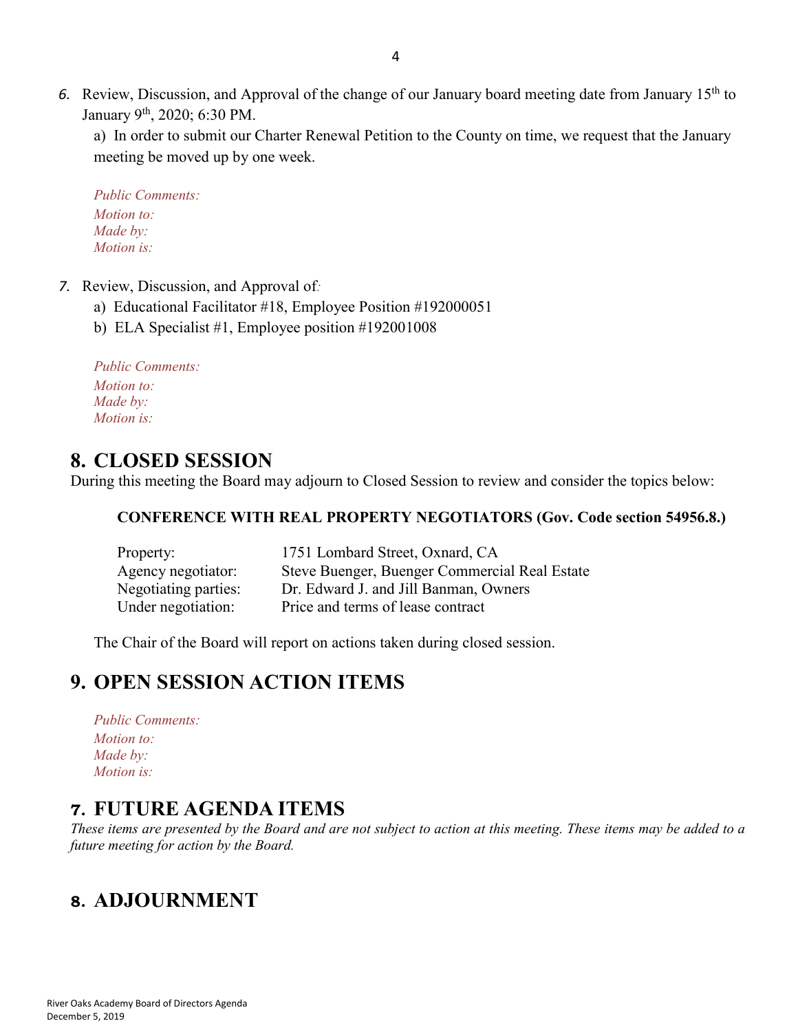6. Review, Discussion, and Approval of the change of our January board meeting date from January 15th to January 9th, 2020; 6:30 PM.

   a) In order to submit our Charter Renewal Petition to the County on time, we request that the January meeting be moved up by one week.

   *Public Comments:*
   *Motion to:*
   *Made by:*
   *Motion is:*

7. Review, Discussion, and Approval of*:*

   a) Educational Facilitator #18, Employee Position #192000051
   b) ELA Specialist #1, Employee position #192001008

   *Public Comments:*
   *Motion to:*
   *Made by:*
   *Motion is:*

## 8. CLOSED SESSION

During this meeting the Board may adjourn to Closed Session to review and consider the topics below:

**CONFERENCE WITH REAL PROPERTY NEGOTIATORS (Gov. Code section 54956.8.)**

| | |
|---|---|
| Property: | 1751 Lombard Street, Oxnard, CA |
| Agency negotiator: | Steve Buenger, Buenger Commercial Real Estate |
| Negotiating parties: | Dr. Edward J. and Jill Banman, Owners |
| Under negotiation: | Price and terms of lease contract |

The Chair of the Board will report on actions taken during closed session.

## 9. OPEN SESSION ACTION ITEMS

*Public Comments:*
*Motion to:*
*Made by:*
*Motion is:*

## 7. FUTURE AGENDA ITEMS

*These items are presented by the Board and are not subject to action at this meeting. These items may be added to a future meeting for action by the Board.*

## 8. ADJOURNMENT